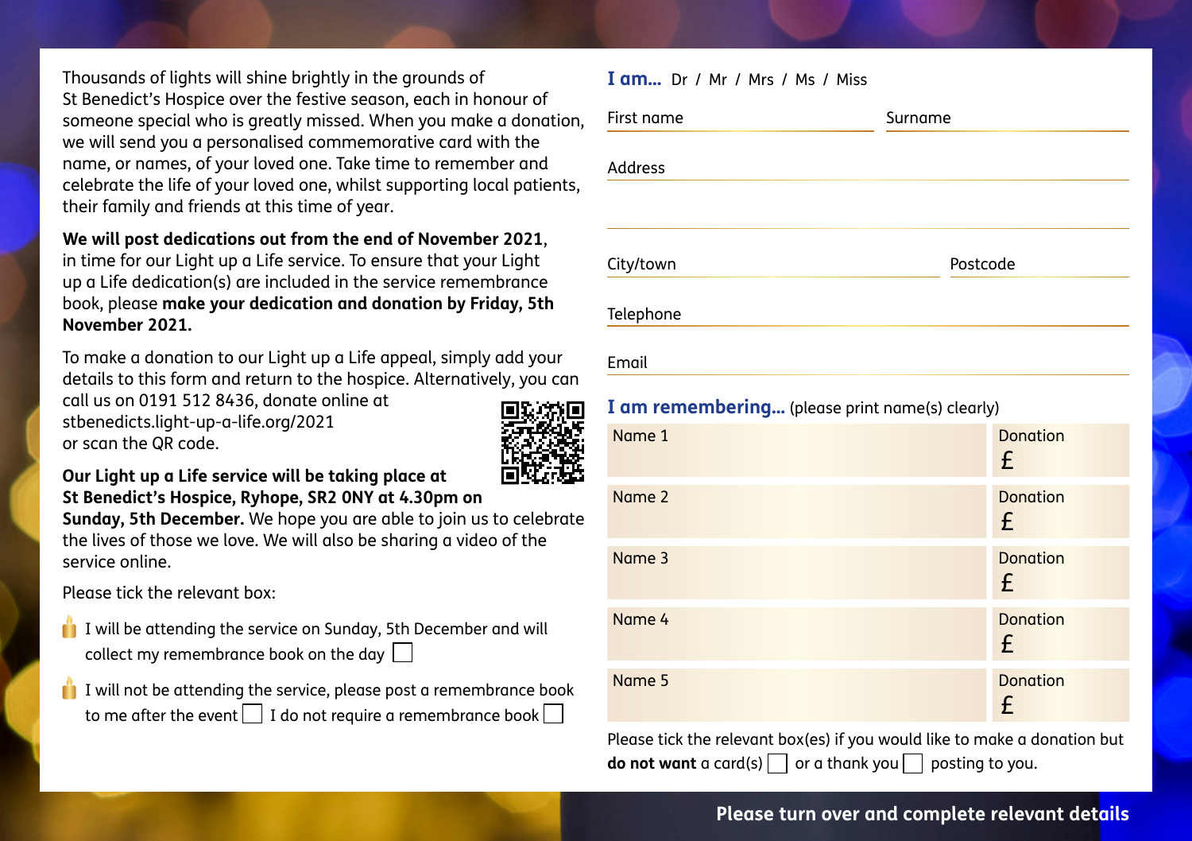Thousands of lights will shine brightly in the grounds of St Benedict's Hospice over the festive season, each in honour of someone special who is greatly missed. When you make a donation, we will send you a personalised commemorative card with the name, or names, of your loved one. Take time to remember and celebrate the life of your loved one, whilst supporting local patients, their family and friends at this time of year.

**We will post dedications out from the end of November 2021**, in time for our Light up a Life service. To ensure that your Light up a Life dedication(s) are included in the service remembrance book, please **make your dedication and donation by Friday, 5th November 2021.**

To make a donation to our Light up a Life appeal, simply add your details to this form and return to the hospice. Alternatively, you can call us on 0191 512 8436, donate online at stbenedicts.light-up-a-life.org/2021 or scan the QR code.

**Our Light up a Life service will be taking place at St Benedict's Hospice, Ryhope, SR2 0NY at 4.30pm on Sunday, 5th December.** We hope you are able to join us to celebrate the lives of those we love. We will also be sharing a video of the service online.

Please tick the relevant box:

- I will be attending the service on Sunday, 5th December and will collect my remembrance book on the day ☐
- I will not be attending the service, please post a remembrance book to me after the event ☐ I do not require a remembrance book ☐

**I am...** Dr / Mr / Mrs / Ms / Miss

First name ____________ Surname ____________

Address ____________

City/town ____________ Postcode ____________

Telephone ____________

Email ____________

**I am remembering...** (please print name(s) clearly)

| Name | Donation |
|---|---|
| Name 1 | £ |
| Name 2 | £ |
| Name 3 | £ |
| Name 4 | £ |
| Name 5 | £ |

Please tick the relevant box(es) if you would like to make a donation but **do not want** a card(s) ☐ or a thank you ☐ posting to you.

**Please turn over and complete relevant details**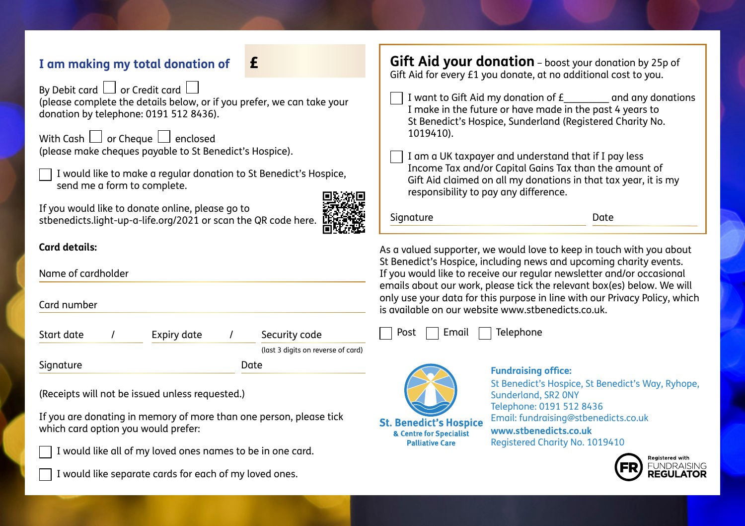## I am making my total donation of £

By Debit card ☐ or Credit card ☐
(please complete the details below, or if you prefer, we can take your donation by telephone: 0191 512 8436).

With Cash ☐ or Cheque ☐ enclosed
(please make cheques payable to St Benedict's Hospice).

☐ I would like to make a regular donation to St Benedict's Hospice, send me a form to complete.

If you would like to donate online, please go to stbenedicts.light-up-a-life.org/2021 or scan the QR code here.

**Card details:**

Name of cardholder

Card number

Start date / Expiry date / Security code
(last 3 digits on reverse of card)

Signature Date

(Receipts will not be issued unless requested.)

If you are donating in memory of more than one person, please tick which card option you would prefer:

☐ I would like all of my loved ones names to be in one card.

☐ I would like separate cards for each of my loved ones.

## Gift Aid your donation – boost your donation by 25p of Gift Aid for every £1 you donate, at no additional cost to you.

☐ I want to Gift Aid my donation of £________ and any donations I make in the future or have made in the past 4 years to St Benedict's Hospice, Sunderland (Registered Charity No. 1019410).

☐ I am a UK taxpayer and understand that if I pay less Income Tax and/or Capital Gains Tax than the amount of Gift Aid claimed on all my donations in that tax year, it is my responsibility to pay any difference.

Signature Date

As a valued supporter, we would love to keep in touch with you about St Benedict's Hospice, including news and upcoming charity events. If you would like to receive our regular newsletter and/or occasional emails about our work, please tick the relevant box(es) below. We will only use your data for this purpose in line with our Privacy Policy, which is available on our website www.stbenedicts.co.uk.

☐ Post ☐ Email ☐ Telephone

St. Benedict's Hospice
& Centre for Specialist Palliative Care

**Fundraising office:**
St Benedict's Hospice, St Benedict's Way, Ryhope, Sunderland, SR2 0NY
Telephone: 0191 512 8436
Email: fundraising@stbenedicts.co.uk
**www.stbenedicts.co.uk**
Registered Charity No. 1019410

Registered with FUNDRAISING REGULATOR